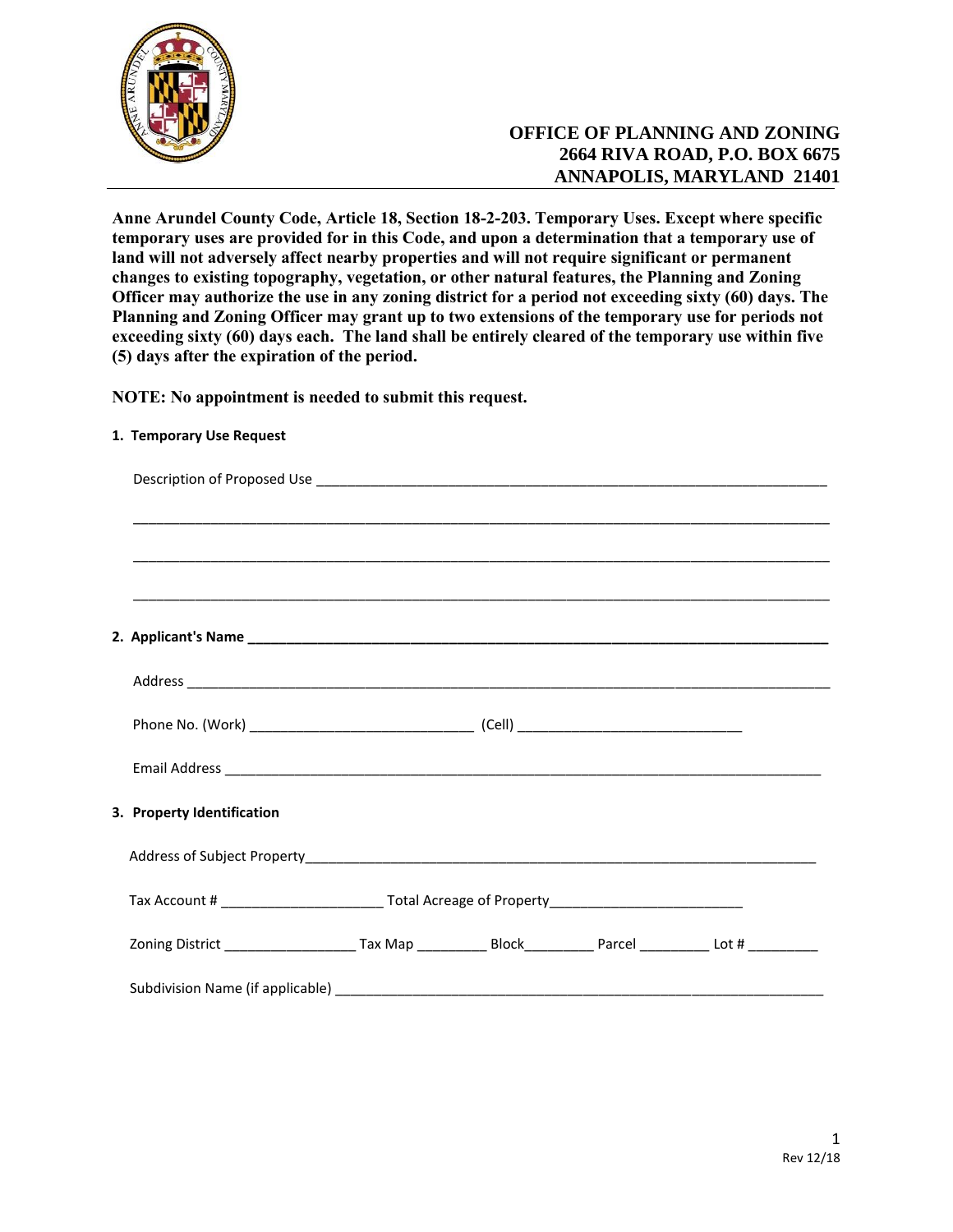**OFFICE OF PLANNING AND ZONING**
**2664 RIVA ROAD, P.O. BOX 6675**
**ANNAPOLIS, MARYLAND 21401**

**Anne Arundel County Code, Article 18, Section 18-2-203. Temporary Uses. Except where specific temporary uses are provided for in this Code, and upon a determination that a temporary use of land will not adversely affect nearby properties and will not require significant or permanent changes to existing topography, vegetation, or other natural features, the Planning and Zoning Officer may authorize the use in any zoning district for a period not exceeding sixty (60) days. The Planning and Zoning Officer may grant up to two extensions of the temporary use for periods not exceeding sixty (60) days each. The land shall be entirely cleared of the temporary use within five (5) days after the expiration of the period.**

**NOTE: No appointment is needed to submit this request.**

**1. Temporary Use Request**

Description of Proposed Use ____________________________________________________________

______________________________________________________________________________

______________________________________________________________________________

______________________________________________________________________________

**2. Applicant's Name ____________________________________________________________**

Address ______________________________________________________________________

Phone No. (Work) ________________________ (Cell) ________________________

Email Address _________________________________________________________________

**3. Property Identification**

Address of Subject Property______________________________________________________

Tax Account # __________________ Total Acreage of Property______________________

Zoning District _______________ Tax Map ________ Block________ Parcel ________ Lot # ________

Subdivision Name (if applicable) _________________________________________________

Rev 12/18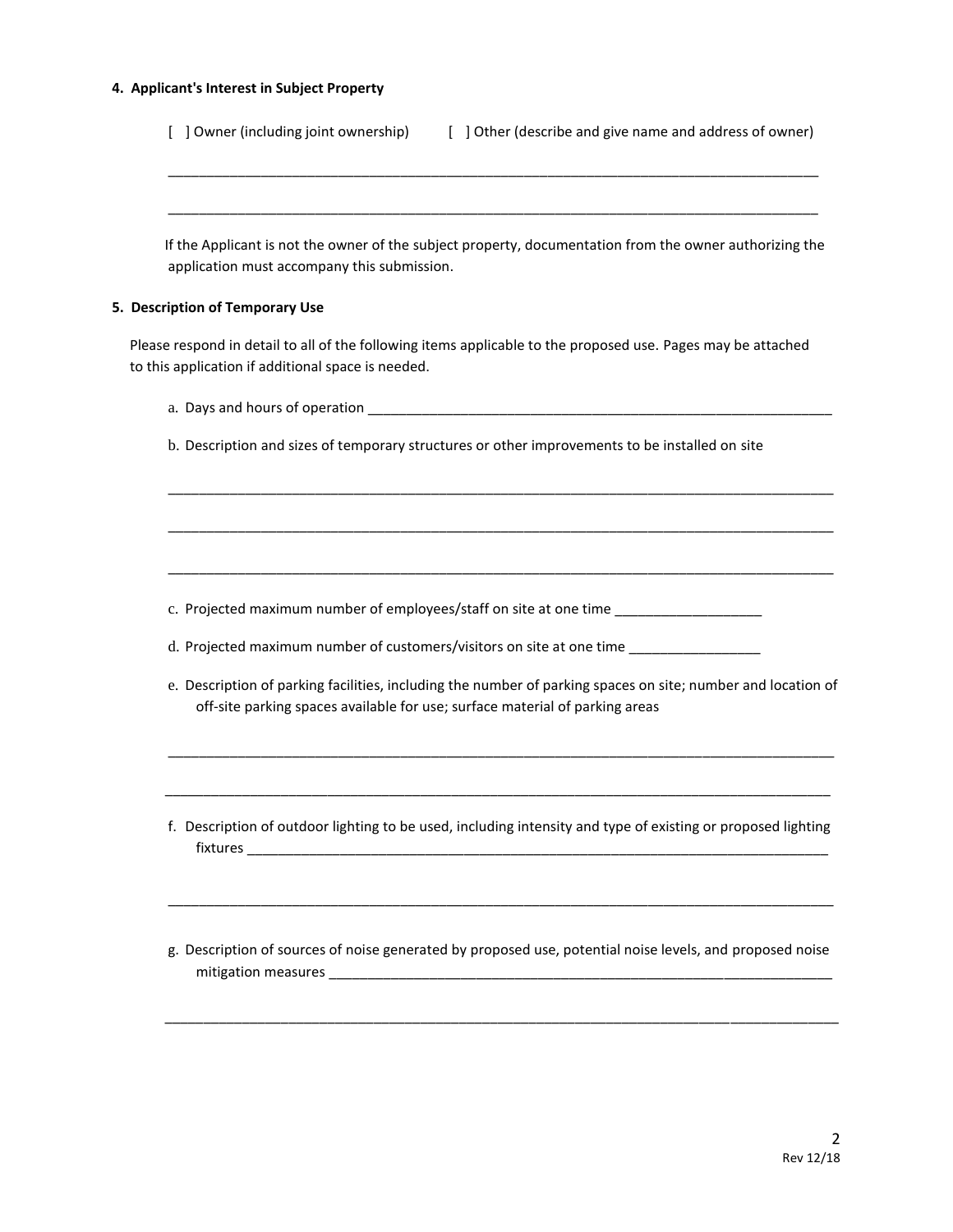#### 4. Applicant's Interest in Subject Property

[ ] Owner (including joint ownership) [ ] Other (describe and give name and address of owner)

______________________________________________________________________________________

______________________________________________________________________________________

If the Applicant is not the owner of the subject property, documentation from the owner authorizing the application must accompany this submission.

#### 5. Description of Temporary Use

Please respond in detail to all of the following items applicable to the proposed use. Pages may be attached to this application if additional space is needed.

a. Days and hours of operation ______________________________________________________________

b. Description and sizes of temporary structures or other improvements to be installed on site

______________________________________________________________________________________

______________________________________________________________________________________

______________________________________________________________________________________

c. Projected maximum number of employees/staff on site at one time ___________________

d. Projected maximum number of customers/visitors on site at one time _________________

e. Description of parking facilities, including the number of parking spaces on site; number and location of off-site parking spaces available for use; surface material of parking areas

______________________________________________________________________________________

______________________________________________________________________________________

f. Description of outdoor lighting to be used, including intensity and type of existing or proposed lighting fixtures ___________________________________________________________________________

______________________________________________________________________________________

g. Description of sources of noise generated by proposed use, potential noise levels, and proposed noise mitigation measures ___________________________________________________________________

______________________________________________________________________________________

Rev 12/18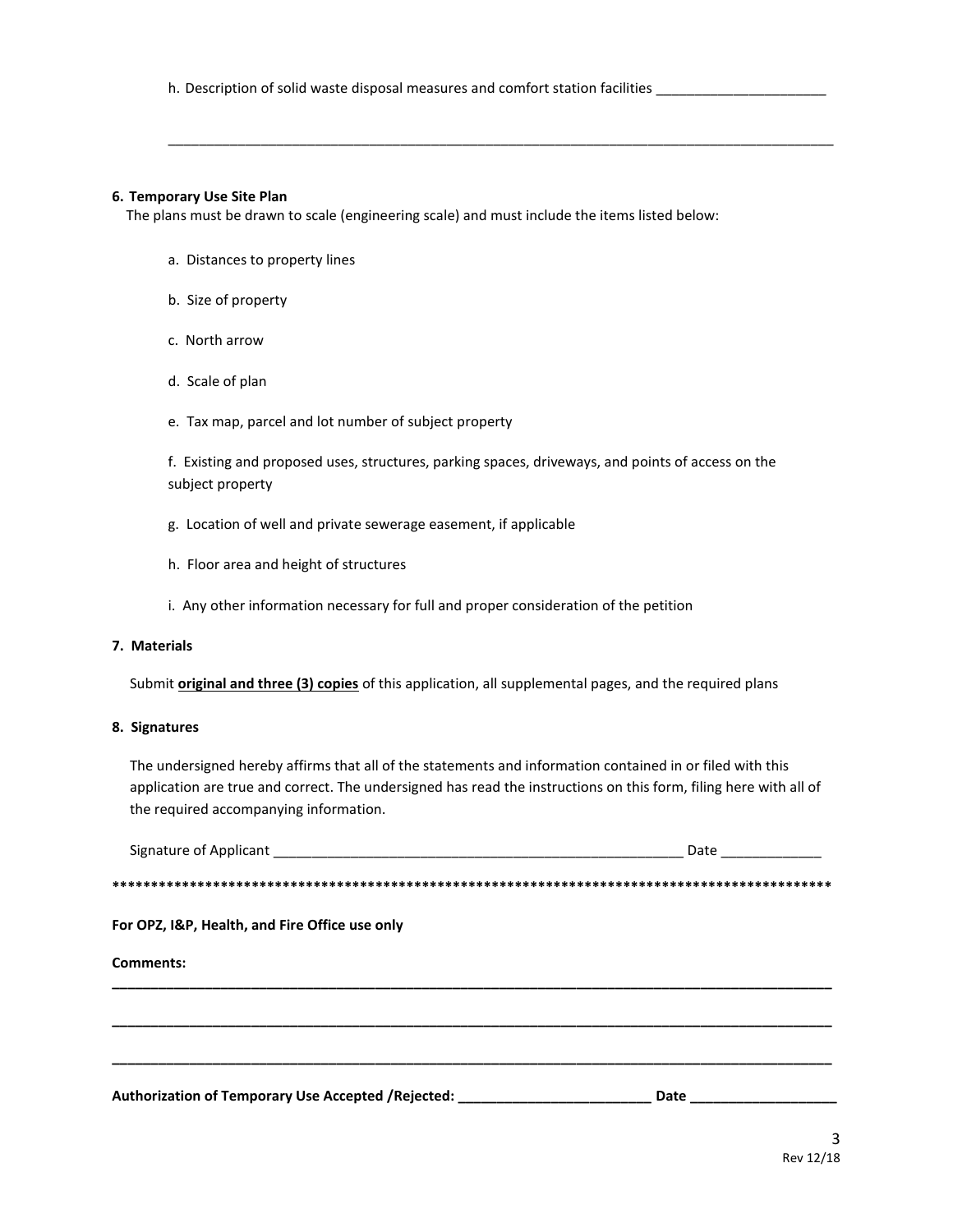h. Description of solid waste disposal measures and comfort station facilities ______________________

___________________________________________________________________________________________

**6. Temporary Use Site Plan**

The plans must be drawn to scale (engineering scale) and must include the items listed below:

a. Distances to property lines

b. Size of property

c. North arrow

d. Scale of plan

e. Tax map, parcel and lot number of subject property

f. Existing and proposed uses, structures, parking spaces, driveways, and points of access on the subject property

g. Location of well and private sewerage easement, if applicable

h. Floor area and height of structures

i. Any other information necessary for full and proper consideration of the petition

**7. Materials**

Submit <u>**original and three (3) copies**</u> of this application, all supplemental pages, and the required plans

**8. Signatures**

The undersigned hereby affirms that all of the statements and information contained in or filed with this application are true and correct. The undersigned has read the instructions on this form, filing here with all of the required accompanying information.

Signature of Applicant _____________________________________________________ Date _____________

***************************************************************************************************

**For OPZ, I&P, Health, and Fire Office use only**

**Comments:**

___________________________________________________________________________________________

___________________________________________________________________________________________

___________________________________________________________________________________________

**Authorization of Temporary Use Accepted /Rejected: _________________________ Date ___________________**

Rev 12/18